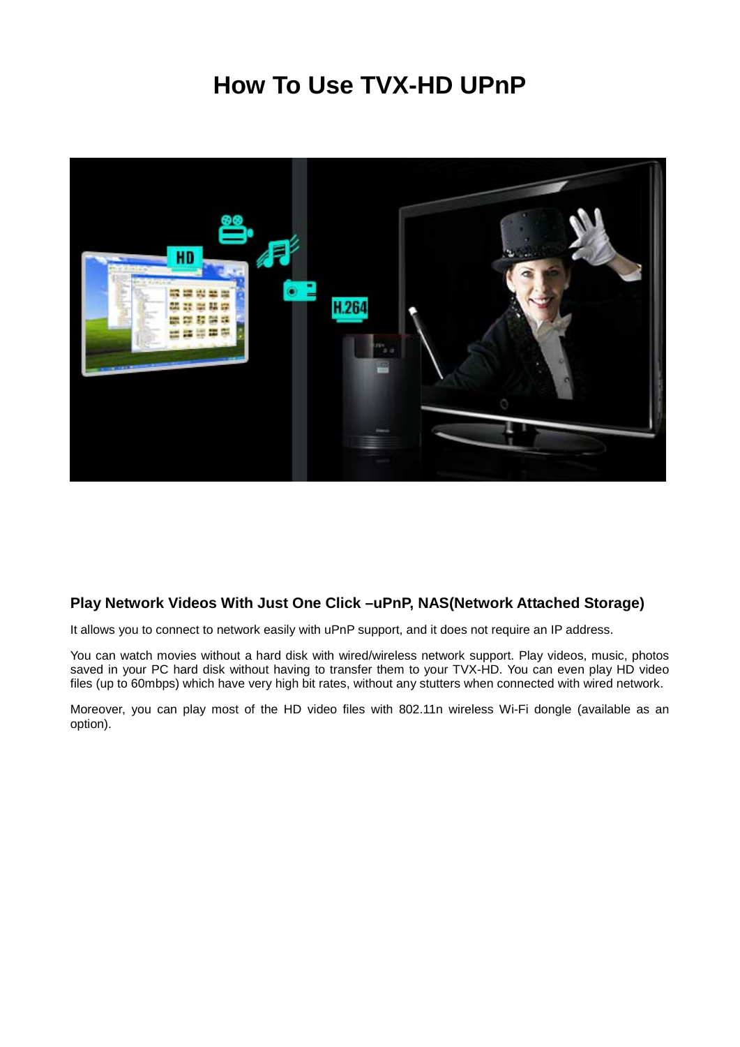# How To Use TVX-HD UPnP

## Play Network Videos With Just One Click –uPnP, NAS(Network Attached Storage)

It allows you to connect to network easily with uPnP support, and it does not require an IP address.

You can watch movies without a hard disk with wired/wireless network support. Play videos, music, photos saved in your PC hard disk without having to transfer them to your TVX-HD. You can even play HD video files (up to 60mbps) which have very high bit rates, without any stutters when connected with wired network.

Moreover, you can play most of the HD video files with 802.11n wireless Wi-Fi dongle (available as an option).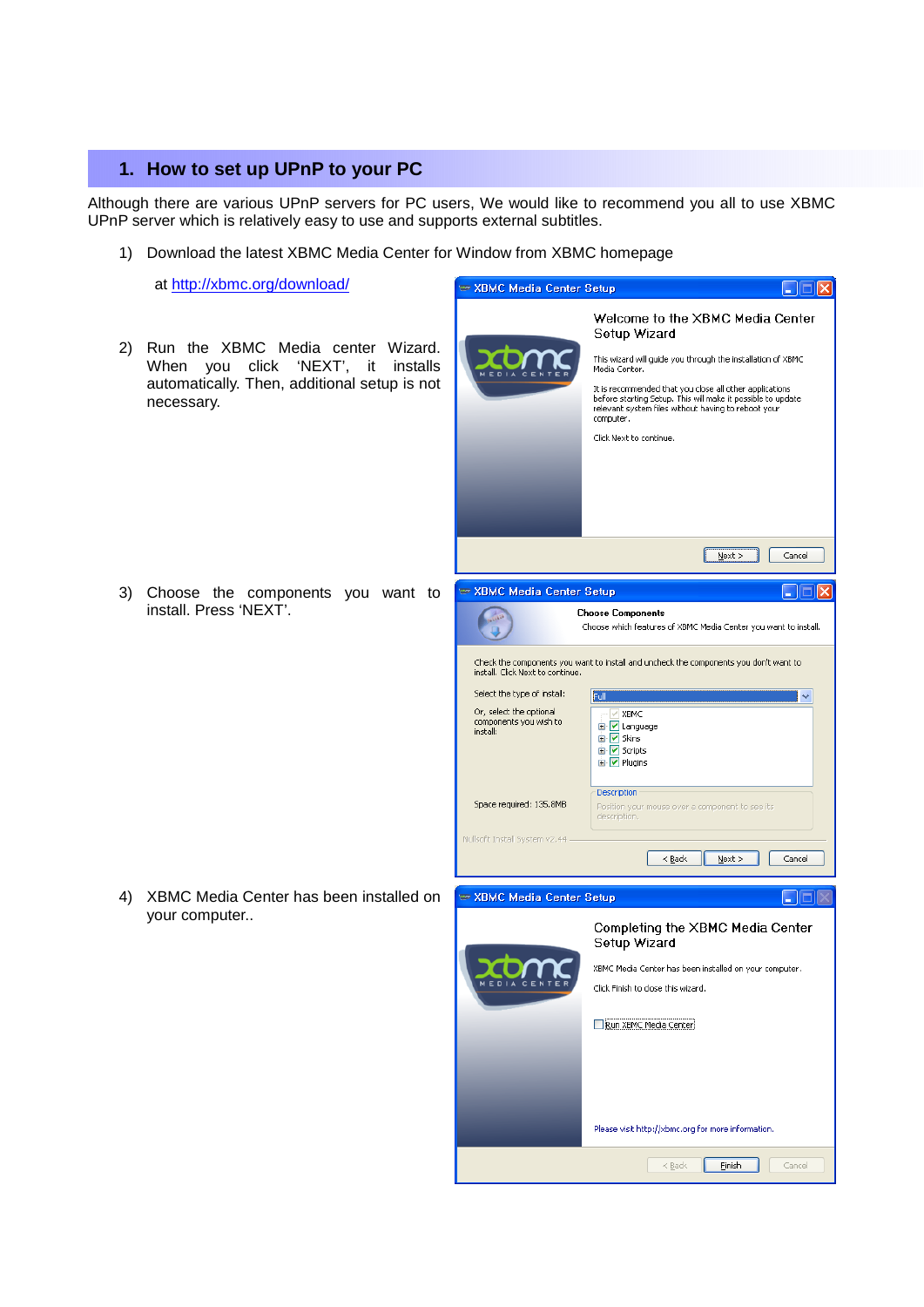## 1. How to set up UPnP to your PC

Although there are various UPnP servers for PC users, We would like to recommend you all to use XBMC UPnP server which is relatively easy to use and supports external subtitles.

1) Download the latest XBMC Media Center for Window from XBMC homepage

   at http://xbmc.org/download/

2) Run the XBMC Media center Wizard. When you click 'NEXT', it installs automatically. Then, additional setup is not necessary.

3) Choose the components you want to install. Press 'NEXT'.

4) XBMC Media Center has been installed on your computer..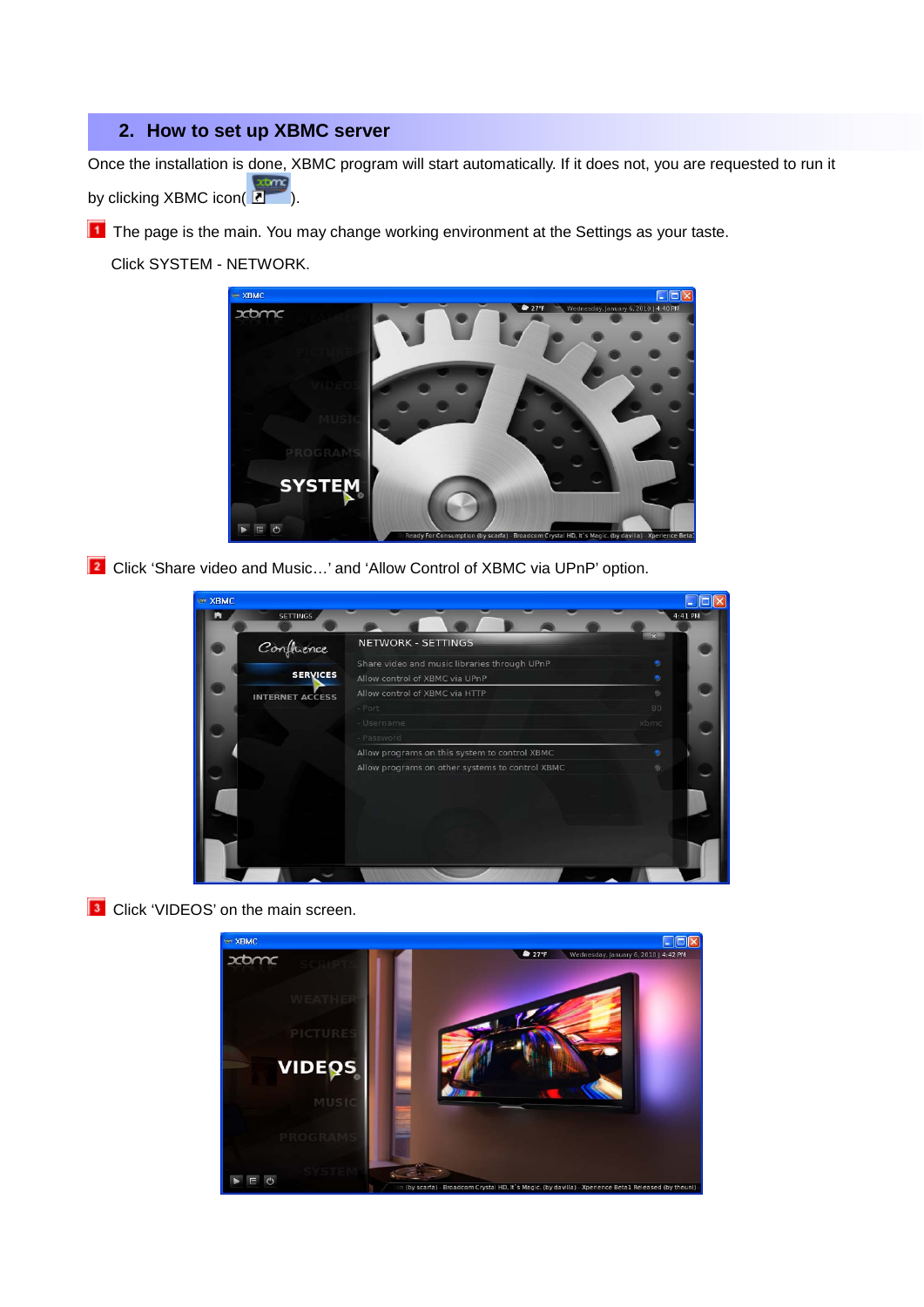## 2. How to set up XBMC server

Once the installation is done, XBMC program will start automatically. If it does not, you are requested to run it by clicking XBMC icon( ).

1 The page is the main. You may change working environment at the Settings as your taste.

Click SYSTEM - NETWORK.

2 Click 'Share video and Music…' and 'Allow Control of XBMC via UPnP' option.

3 Click 'VIDEOS' on the main screen.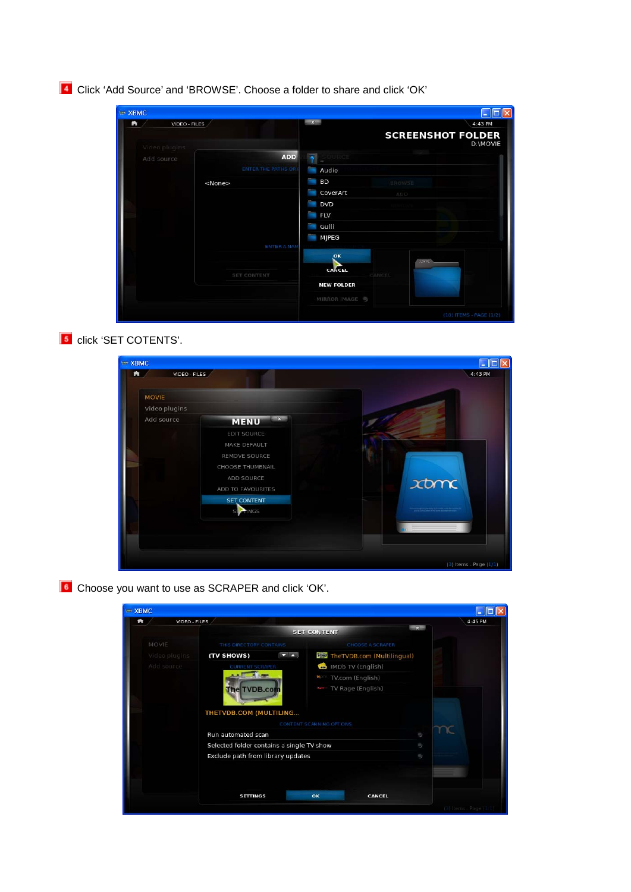4 Click ‘Add Source’ and ‘BROWSE’. Choose a folder to share and click ‘OK’

5 click ‘SET COTENTS’.

6 Choose you want to use as SCRAPER and click ‘OK’.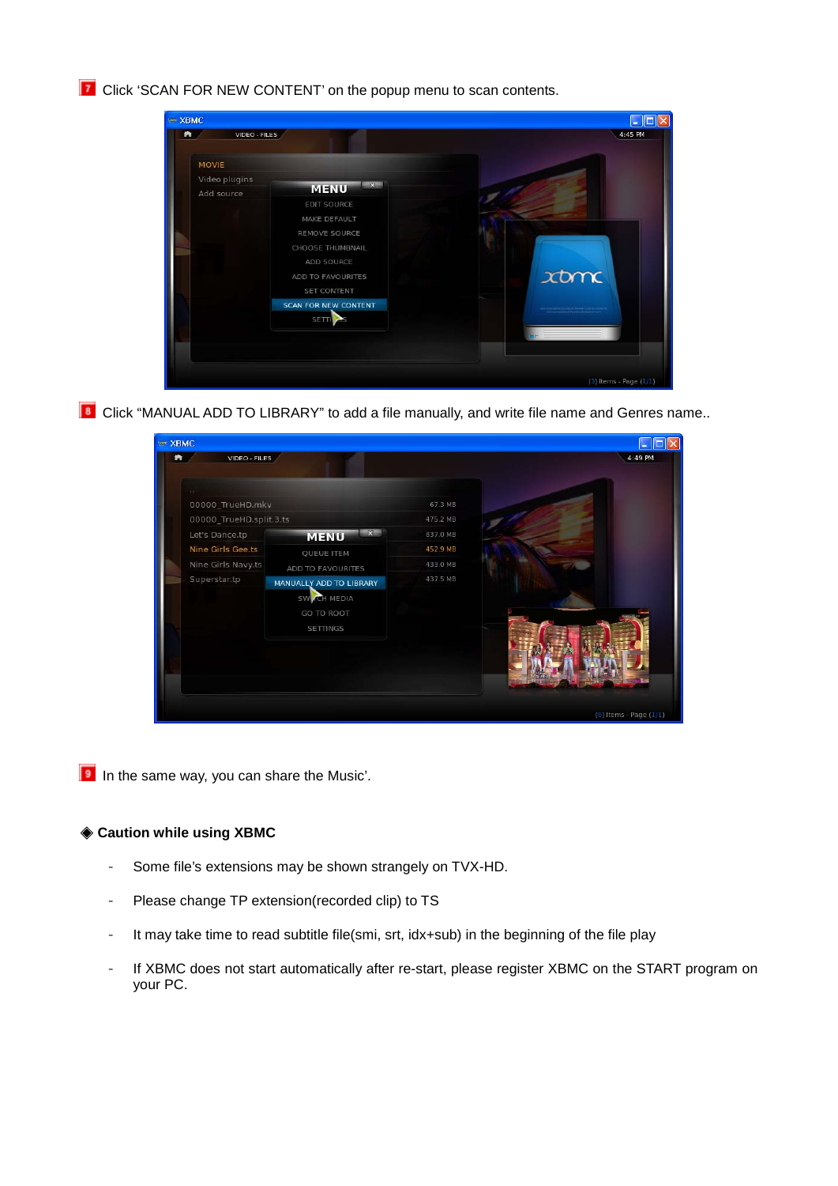7 Click 'SCAN FOR NEW CONTENT' on the popup menu to scan contents.

8 Click "MANUAL ADD TO LIBRARY" to add a file manually, and write file name and Genres name..

9 In the same way, you can share the Music'.

### ◈ Caution while using XBMC

- Some file's extensions may be shown strangely on TVX-HD.
- Please change TP extension(recorded clip) to TS
- It may take time to read subtitle file(smi, srt, idx+sub) in the beginning of the file play
- If XBMC does not start automatically after re-start, please register XBMC on the START program on your PC.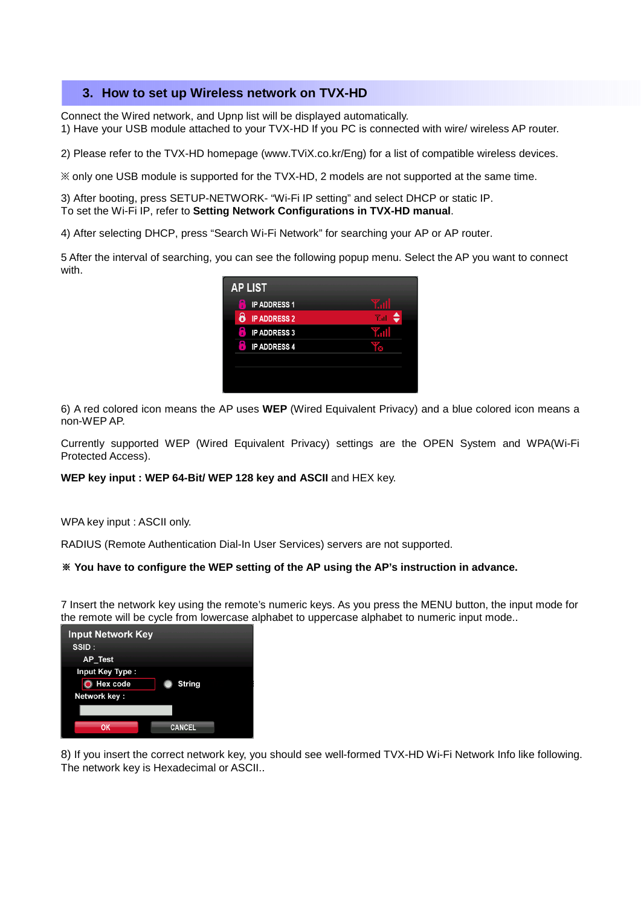## 3. How to set up Wireless network on TVX-HD

Connect the Wired network, and Upnp list will be displayed automatically.
1) Have your USB module attached to your TVX-HD If you PC is connected with wire/ wireless AP router.

2) Please refer to the TVX-HD homepage (www.TViX.co.kr/Eng) for a list of compatible wireless devices.

※ only one USB module is supported for the TVX-HD, 2 models are not supported at the same time.

3) After booting, press SETUP-NETWORK- "Wi-Fi IP setting" and select DHCP or static IP.
To set the Wi-Fi IP, refer to **Setting Network Configurations in TVX-HD manual**.

4) After selecting DHCP, press "Search Wi-Fi Network" for searching your AP or AP router.

5 After the interval of searching, you can see the following popup menu. Select the AP you want to connect with.

6) A red colored icon means the AP uses **WEP** (Wired Equivalent Privacy) and a blue colored icon means a non-WEP AP.

Currently supported WEP (Wired Equivalent Privacy) settings are the OPEN System and WPA(Wi-Fi Protected Access).

**WEP key input : WEP 64-Bit/ WEP 128 key and ASCII** and HEX key.

WPA key input : ASCII only.

RADIUS (Remote Authentication Dial-In User Services) servers are not supported.

**※ You have to configure the WEP setting of the AP using the AP's instruction in advance.**

7 Insert the network key using the remote's numeric keys. As you press the MENU button, the input mode for the remote will be cycle from lowercase alphabet to uppercase alphabet to numeric input mode..

8) If you insert the correct network key, you should see well-formed TVX-HD Wi-Fi Network Info like following. The network key is Hexadecimal or ASCII..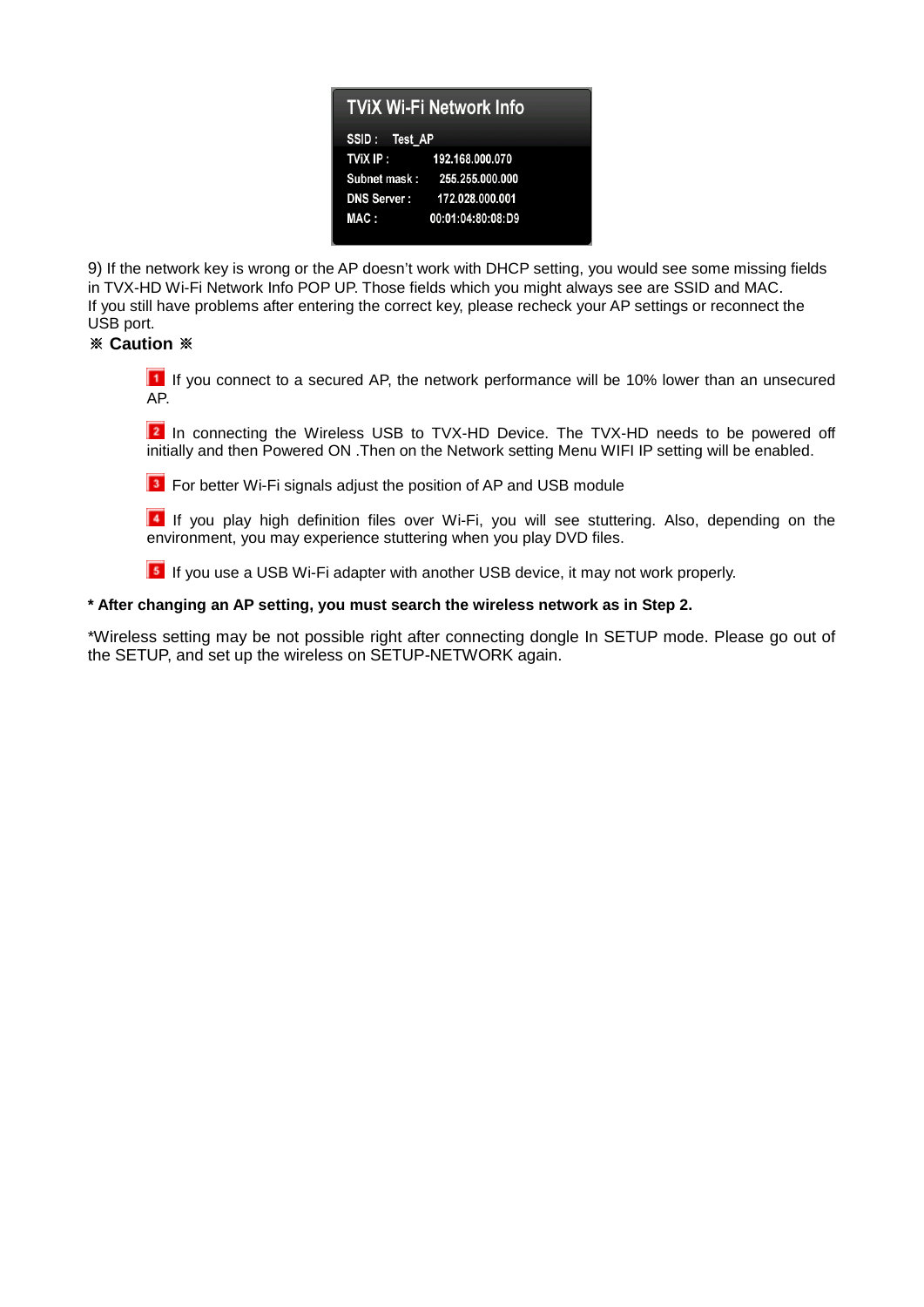**TViX Wi-Fi Network Info**

| | |
|---|---|
| SSID : | Test_AP |
| TViX IP : | 192.168.000.070 |
| Subnet mask : | 255.255.000.000 |
| DNS Server : | 172.028.000.001 |
| MAC : | 00:01:04:80:08:D9 |

9) If the network key is wrong or the AP doesn't work with DHCP setting, you would see some missing fields in TVX-HD Wi-Fi Network Info POP UP. Those fields which you might always see are SSID and MAC.
If you still have problems after entering the correct key, please recheck your AP settings or reconnect the USB port.

**※ Caution ※**

1. If you connect to a secured AP, the network performance will be 10% lower than an unsecured AP.
2. In connecting the Wireless USB to TVX-HD Device. The TVX-HD needs to be powered off initially and then Powered ON .Then on the Network setting Menu WIFI IP setting will be enabled.
3. For better Wi-Fi signals adjust the position of AP and USB module
4. If you play high definition files over Wi-Fi, you will see stuttering. Also, depending on the environment, you may experience stuttering when you play DVD files.
5. If you use a USB Wi-Fi adapter with another USB device, it may not work properly.

**\* After changing an AP setting, you must search the wireless network as in Step 2.**

*Wireless setting may be not possible right after connecting dongle In SETUP mode. Please go out of the SETUP, and set up the wireless on SETUP-NETWORK again.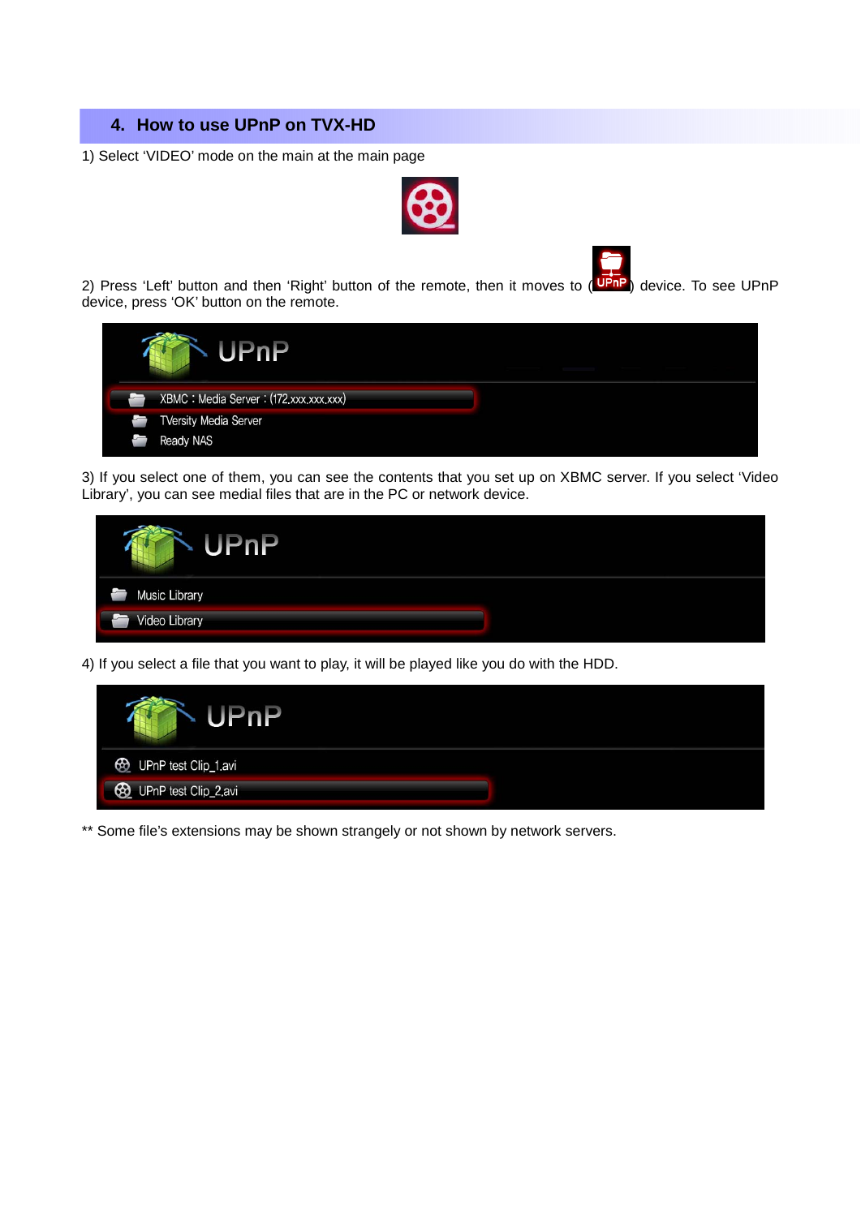## 4. How to use UPnP on TVX-HD

1) Select 'VIDEO' mode on the main at the main page

2) Press 'Left' button and then 'Right' button of the remote, then it moves to (UPnP) device. To see UPnP device, press 'OK' button on the remote.

UPnP

XBMC : Media Server : (172.xxx.xxx.xxx)

TVersity Media Server

Ready NAS

3) If you select one of them, you can see the contents that you set up on XBMC server. If you select 'Video Library', you can see medial files that are in the PC or network device.

UPnP

Music Library

Video Library

4) If you select a file that you want to play, it will be played like you do with the HDD.

UPnP

UPnP test Clip_1.avi

UPnP test Clip_2.avi

** Some file's extensions may be shown strangely or not shown by network servers.